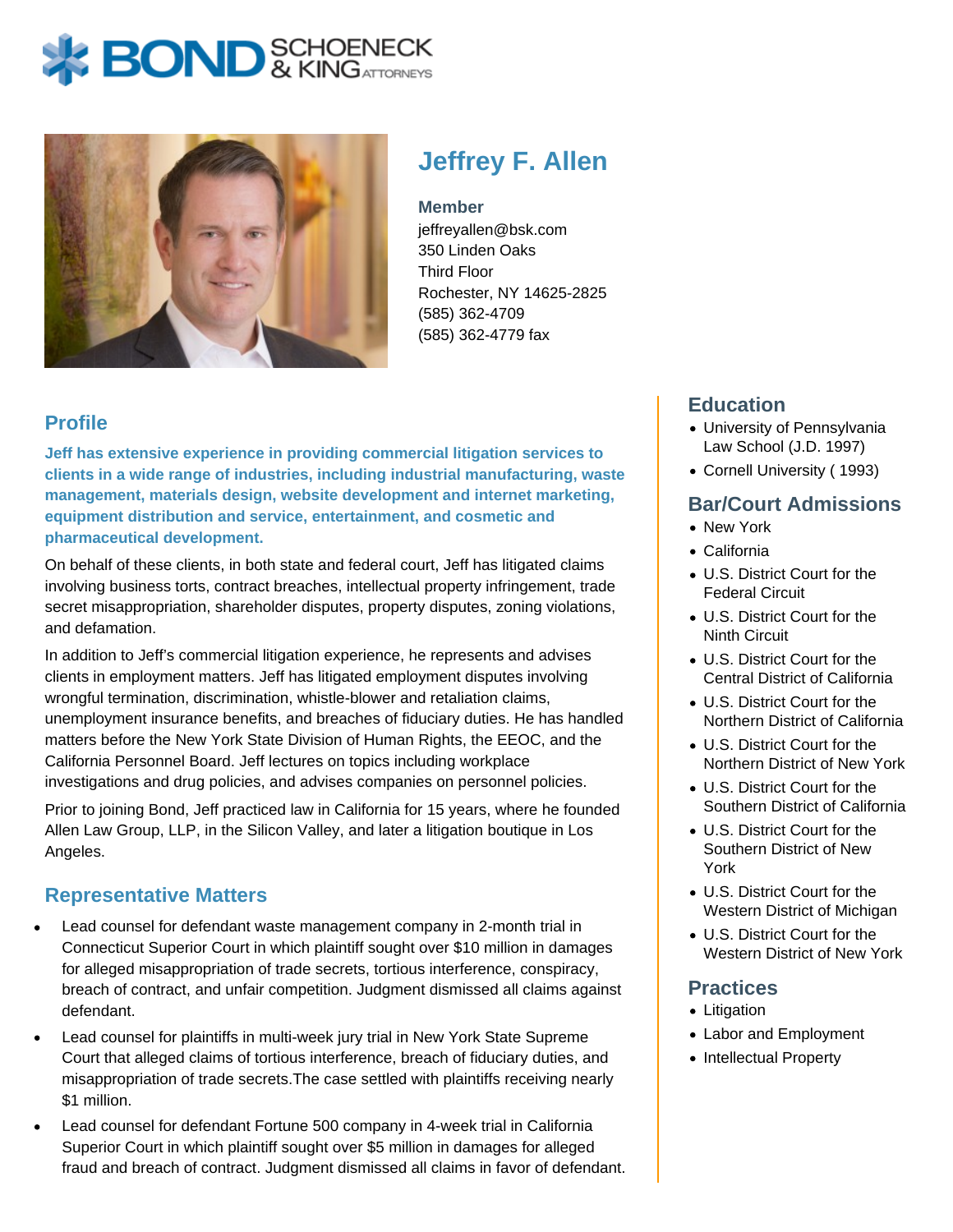# Jeffrey F. Allen

**Member**
jeffreyallen@bsk.com
350 Linden Oaks
Third Floor
Rochester, NY 14625-2825
(585) 362-4709
(585) 362-4779 fax

## Profile

**Jeff has extensive experience in providing commercial litigation services to clients in a wide range of industries, including industrial manufacturing, waste management, materials design, website development and internet marketing, equipment distribution and service, entertainment, and cosmetic and pharmaceutical development.**

On behalf of these clients, in both state and federal court, Jeff has litigated claims involving business torts, contract breaches, intellectual property infringement, trade secret misappropriation, shareholder disputes, property disputes, zoning violations, and defamation.

In addition to Jeff's commercial litigation experience, he represents and advises clients in employment matters. Jeff has litigated employment disputes involving wrongful termination, discrimination, whistle-blower and retaliation claims, unemployment insurance benefits, and breaches of fiduciary duties. He has handled matters before the New York State Division of Human Rights, the EEOC, and the California Personnel Board. Jeff lectures on topics including workplace investigations and drug policies, and advises companies on personnel policies.

Prior to joining Bond, Jeff practiced law in California for 15 years, where he founded Allen Law Group, LLP, in the Silicon Valley, and later a litigation boutique in Los Angeles.

## Representative Matters

- Lead counsel for defendant waste management company in 2-month trial in Connecticut Superior Court in which plaintiff sought over $10 million in damages for alleged misappropriation of trade secrets, tortious interference, conspiracy, breach of contract, and unfair competition. Judgment dismissed all claims against defendant.
- Lead counsel for plaintiffs in multi-week jury trial in New York State Supreme Court that alleged claims of tortious interference, breach of fiduciary duties, and misappropriation of trade secrets.The case settled with plaintiffs receiving nearly $1 million.
- Lead counsel for defendant Fortune 500 company in 4-week trial in California Superior Court in which plaintiff sought over $5 million in damages for alleged fraud and breach of contract. Judgment dismissed all claims in favor of defendant.

## Education

- University of Pennsylvania Law School (J.D. 1997)
- Cornell University ( 1993)

## Bar/Court Admissions

- New York
- California
- U.S. District Court for the Federal Circuit
- U.S. District Court for the Ninth Circuit
- U.S. District Court for the Central District of California
- U.S. District Court for the Northern District of California
- U.S. District Court for the Northern District of New York
- U.S. District Court for the Southern District of California
- U.S. District Court for the Southern District of New York
- U.S. District Court for the Western District of Michigan
- U.S. District Court for the Western District of New York

## Practices

- Litigation
- Labor and Employment
- Intellectual Property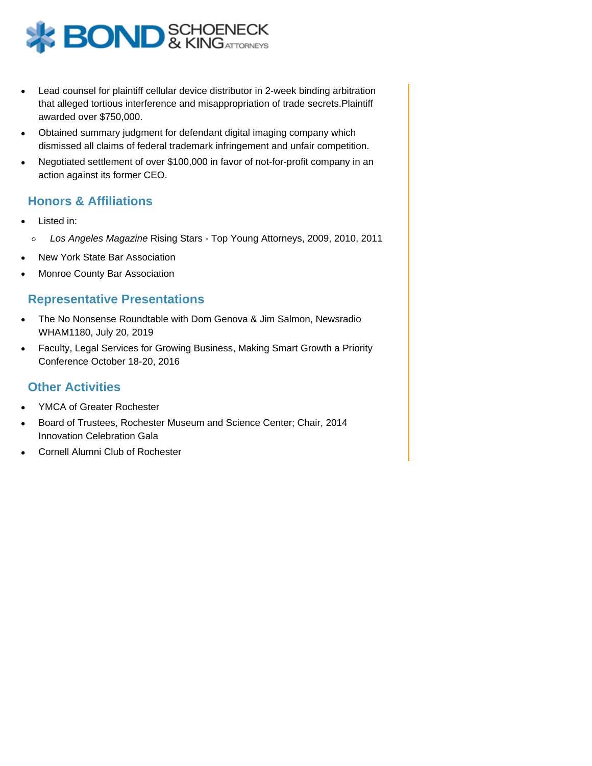- Lead counsel for plaintiff cellular device distributor in 2-week binding arbitration that alleged tortious interference and misappropriation of trade secrets.Plaintiff awarded over $750,000.
- Obtained summary judgment for defendant digital imaging company which dismissed all claims of federal trademark infringement and unfair competition.
- Negotiated settlement of over $100,000 in favor of not-for-profit company in an action against its former CEO.

## Honors & Affiliations

- Listed in:
  - *Los Angeles Magazine* Rising Stars - Top Young Attorneys, 2009, 2010, 2011
- New York State Bar Association
- Monroe County Bar Association

## Representative Presentations

- The No Nonsense Roundtable with Dom Genova & Jim Salmon, Newsradio WHAM1180, July 20, 2019
- Faculty, Legal Services for Growing Business, Making Smart Growth a Priority Conference October 18-20, 2016

## Other Activities

- YMCA of Greater Rochester
- Board of Trustees, Rochester Museum and Science Center; Chair, 2014 Innovation Celebration Gala
- Cornell Alumni Club of Rochester